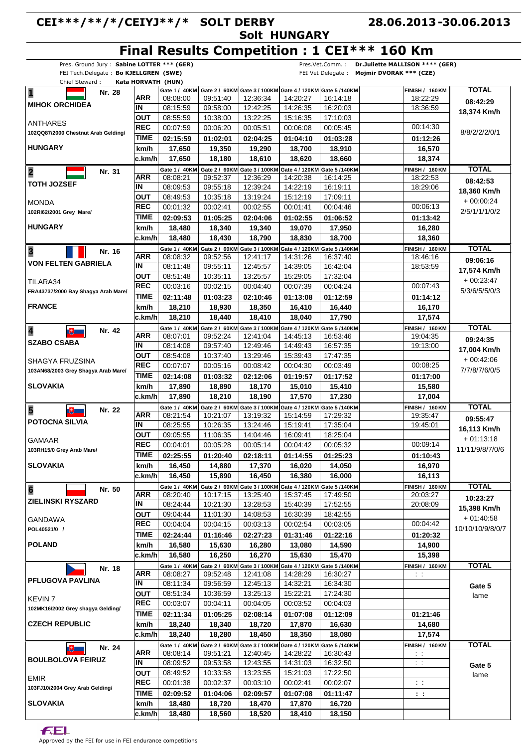# CEI***/**/*/CEIYJ**/* SOLT DERBY

**28.06.2013-30.06.2013**

**Solt HUNGARY**

## Final Results Competition : 1 CEI*** 160 Km

Pres. Ground Jury : **Sabine LOTTER *** (GER)**
FEI Tech.Delegate : **Bo KJELLGREN (SWE)**
Chief Steward : **Kata HORVATH (HUN)**

Pres.Vet.Comm. : **Dr.Juliette MALLISON **** (GER)**
FEI Vet Delegate : **Mojmir DVORAK *** (CZE)**

| Rider / Horse | | Gate 1 / 40KM | Gate 2 / 60KM | Gate 3 / 100KM | Gate 4 / 120KM | Gate 5 / 140KM | | FINISH / 160KM | TOTAL |
|---|---|---|---|---|---|---|---|---|---|
| **1** Nr. 28 | ARR | 08:08:00 | 09:51:40 | 12:36:34 | 14:20:27 | 16:14:18 | | 18:22:29 | **08:42:29** |
| **MIHOK ORCHIDEA** | IN | 08:15:59 | 09:58:00 | 12:42:25 | 14:26:35 | 16:20:03 | | 18:36:59 | **18,374 Km/h** |
| ANTHARES | OUT | 08:55:59 | 10:38:00 | 13:22:25 | 15:16:35 | 17:10:03 | | | |
| 102QQ87/2000 Chestnut Arab Gelding/ | REC | 00:07:59 | 00:06:20 | 00:05:51 | 00:06:08 | 00:05:45 | | 00:14:30 | 8/8/2/2/2/0/1 |
| | TIME | **02:15:59** | **01:02:01** | **02:04:25** | **01:04:10** | **01:03:28** | | **01:12:26** | |
| **HUNGARY** | km/h | **17,650** | **19,350** | **19,290** | **18,700** | **18,910** | | **16,570** | |
| | c.km/h | **17,650** | **18,180** | **18,610** | **18,620** | **18,660** | | **18,374** | |
| **2** Nr. 31 | ARR | 08:08:21 | 09:52:37 | 12:36:29 | 14:20:38 | 16:14:25 | | 18:22:53 | **08:42:53** |
| **TOTH JOZSEF** | IN | 08:09:53 | 09:55:18 | 12:39:24 | 14:22:19 | 16:19:11 | | 18:29:06 | **18,360 Km/h** |
| MONDA | OUT | 08:49:53 | 10:35:18 | 13:19:24 | 15:02:19 | 17:09:11 | | | + 00:00:24 |
| 102RI62/2001 Grey Mare/ | REC | 00:01:32 | 00:02:41 | 00:02:55 | 00:01:41 | 00:04:46 | | 00:06:13 | 2/5/1/1/1/0/2 |
| | TIME | **02:09:53** | **01:05:25** | **02:04:06** | **01:02:55** | **01:06:52** | | **01:13:42** | |
| **HUNGARY** | km/h | **18,480** | **18,340** | **19,340** | **19,070** | **17,950** | | **16,280** | |
| | c.km/h | **18,480** | **18,430** | **18,790** | **18,830** | **18,700** | | **18,360** | |
| **3** Nr. 16 | ARR | 08:08:32 | 09:52:56 | 12:41:17 | 14:31:26 | 16:37:40 | | 18:46:16 | **09:06:16** |
| **VON FELTEN GABRIELA** | IN | 08:11:48 | 09:55:11 | 12:45:57 | 14:39:05 | 16:42:04 | | 18:53:59 | **17,574 Km/h** |
| TILARA34 | OUT | 08:51:48 | 10:35:11 | 13:25:57 | 15:29:05 | 17:32:04 | | | + 00:23:47 |
| FRA43737/2000 Bay Shagya Arab Mare/ | REC | 00:03:16 | 00:02:15 | 00:04:40 | 00:07:39 | 00:04:24 | | 00:07:43 | 5/3/6/5/5/0/3 |
| | TIME | **02:11:48** | **01:03:23** | **02:10:46** | **01:13:08** | **01:12:59** | | **01:14:12** | |
| **FRANCE** | km/h | **18,210** | **18,930** | **18,350** | **16,410** | **16,440** | | **16,170** | |
| | c.km/h | **18,210** | **18,440** | **18,410** | **18,040** | **17,790** | | **17,574** | |
| **4** Nr. 42 | ARR | 08:07:01 | 09:52:24 | 12:41:04 | 14:45:13 | 16:53:46 | | 19:04:35 | **09:24:35** |
| **SZABO CSABA** | IN | 08:14:08 | 09:57:40 | 12:49:46 | 14:49:43 | 16:57:35 | | 19:13:00 | **17,004 Km/h** |
| SHAGYA FRUZSINA | OUT | 08:54:08 | 10:37:40 | 13:29:46 | 15:39:43 | 17:47:35 | | | + 00:42:06 |
| 103AN68/2003 Grey Shagya Arab Mare/ | REC | 00:07:07 | 00:05:16 | 00:08:42 | 00:04:30 | 00:03:49 | | 00:08:25 | 7/7/8/7/6/0/5 |
| | TIME | **02:14:08** | **01:03:32** | **02:12:06** | **01:19:57** | **01:17:52** | | **01:17:00** | |
| **SLOVAKIA** | km/h | **17,890** | **18,890** | **18,170** | **15,010** | **15,410** | | **15,580** | |
| | c.km/h | **17,890** | **18,210** | **18,190** | **17,570** | **17,230** | | **17,004** | |
| **5** Nr. 22 | ARR | 08:21:54 | 10:21:07 | 13:19:32 | 15:14:59 | 17:29:32 | | 19:35:47 | **09:55:47** |
| **POTOCNA SILVIA** | IN | 08:25:55 | 10:26:35 | 13:24:46 | 15:19:41 | 17:35:04 | | 19:45:01 | **16,113 Km/h** |
| GAMAAR | OUT | 09:05:55 | 11:06:35 | 14:04:46 | 16:09:41 | 18:25:04 | | | + 01:13:18 |
| 103RH15/0 Grey Arab Mare/ | REC | 00:04:01 | 00:05:28 | 00:05:14 | 00:04:42 | 00:05:32 | | 00:09:14 | 11/11/9/8/7/0/6 |
| | TIME | **02:25:55** | **01:20:40** | **02:18:11** | **01:14:55** | **01:25:23** | | **01:10:43** | |
| **SLOVAKIA** | km/h | **16,450** | **14,880** | **17,370** | **16,020** | **14,050** | | **16,970** | |
| | c.km/h | **16,450** | **15,890** | **16,450** | **16,380** | **16,000** | | **16,113** | |
| **6** Nr. 50 | ARR | 08:20:40 | 10:17:15 | 13:25:40 | 15:37:45 | 17:49:50 | | 20:03:27 | **10:23:27** |
| **ZIELINSKI RYSZARD** | IN | 08:24:44 | 10:21:30 | 13:28:53 | 15:40:39 | 17:52:55 | | 20:08:09 | **15,398 Km/h** |
| GANDAWA | OUT | 09:04:44 | 11:01:30 | 14:08:53 | 16:30:39 | 18:42:55 | | | + 01:40:58 |
| POL40521/0 / | REC | 00:04:04 | 00:04:15 | 00:03:13 | 00:02:54 | 00:03:05 | | 00:04:42 | 10/10/10/9/8/0/7 |
| | TIME | **02:24:44** | **01:16:46** | **02:27:23** | **01:31:46** | **01:22:16** | | **01:20:32** | |
| **POLAND** | km/h | **16,580** | **15,630** | **16,280** | **13,080** | **14,590** | | **14,900** | |
| | c.km/h | **16,580** | **16,250** | **16,270** | **15,630** | **15,470** | | **15,398** | |
| Nr. 18 | ARR | 08:08:27 | 09:52:48 | 12:41:08 | 14:28:29 | 16:30:27 | | : : | |
| **PFLUGOVA PAVLINA** | IN | 08:11:34 | 09:56:59 | 12:45:13 | 14:32:21 | 16:34:30 | | | **Gate 5** |
| KEVIN 7 | OUT | 08:51:34 | 10:36:59 | 13:25:13 | 15:22:21 | 17:24:30 | | | lame |
| 102MK16/2002 Grey shagya Gelding/ | REC | 00:03:07 | 00:04:11 | 00:04:05 | 00:03:52 | 00:04:03 | | | |
| | TIME | **02:11:34** | **01:05:25** | **02:08:14** | **01:07:08** | **01:12:09** | | **01:21:46** | |
| **CZECH REPUBLIC** | km/h | **18,240** | **18,340** | **18,720** | **17,870** | **16,630** | | **14,680** | |
| | c.km/h | **18,240** | **18,280** | **18,450** | **18,350** | **18,080** | | **17,574** | |
| Nr. 24 | ARR | 08:08:14 | 09:51:21 | 12:40:45 | 14:28:22 | 16:30:43 | | : : | |
| **BOULBOLOVA FEIRUZ** | IN | 08:09:52 | 09:53:58 | 12:43:55 | 14:31:03 | 16:32:50 | | : : | **Gate 5** |
| EMIR | OUT | 08:49:52 | 10:33:58 | 13:23:55 | 15:21:03 | 17:22:50 | | | lame |
| 103FJ10/2004 Grey Arab Gelding/ | REC | 00:01:38 | 00:02:37 | 00:03:10 | 00:02:41 | 00:02:07 | | : : | |
| | TIME | **02:09:52** | **01:04:06** | **02:09:57** | **01:07:08** | **01:11:47** | | **: :** | |
| **SLOVAKIA** | km/h | **18,480** | **18,720** | **18,470** | **17,870** | **16,720** | | | |
| | c.km/h | **18,480** | **18,560** | **18,520** | **18,410** | **18,150** | | | |

Approved by the FEI for use in FEI endurance competitions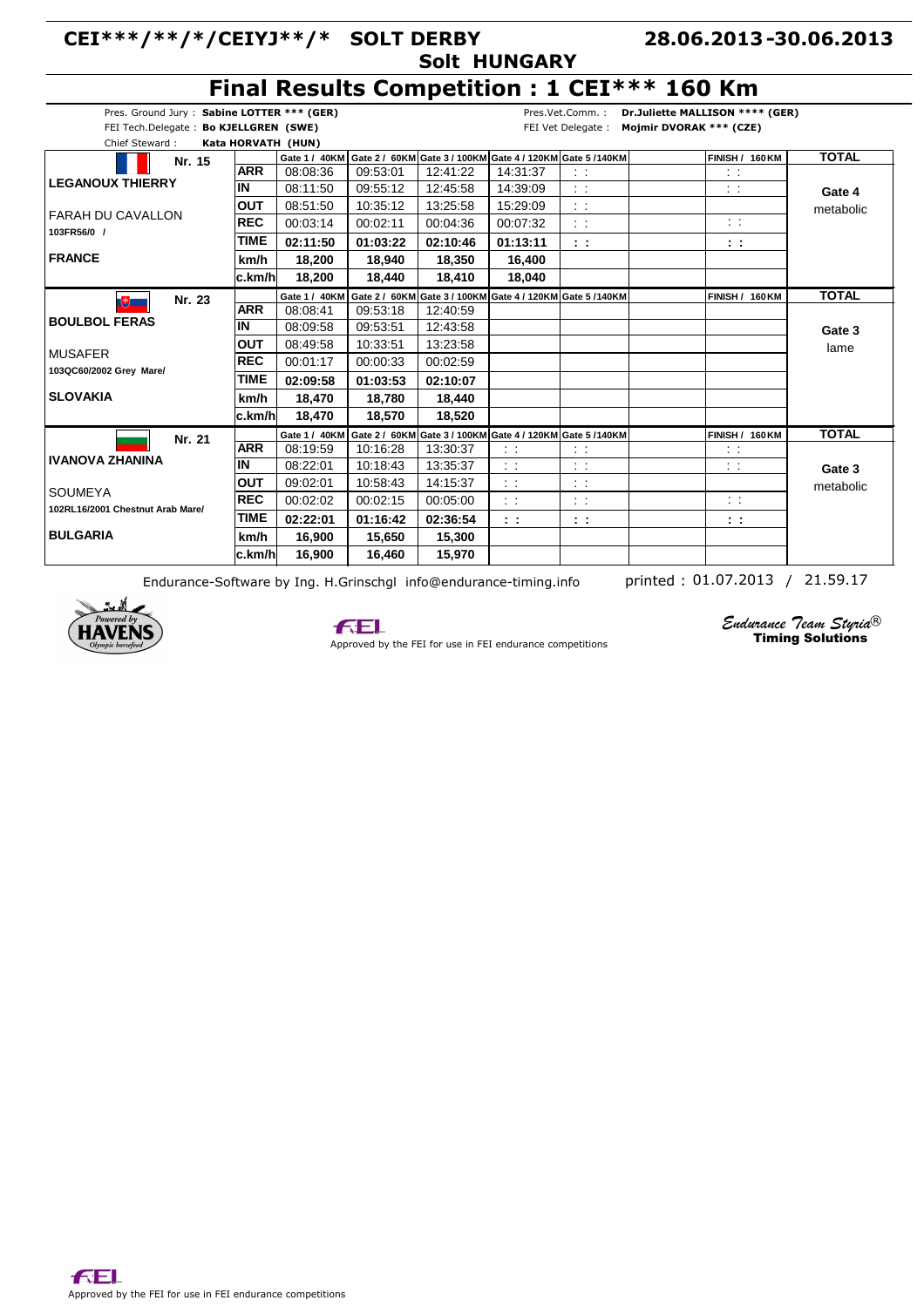# CEI***/**/*/CEIYJ**/* SOLT DERBY 28.06.2013-30.06.2013

## Solt HUNGARY

# Final Results Competition : 1 CEI*** 160 Km

Pres. Ground Jury : **Sabine LOTTER *** (GER)**
FEI Tech.Delegate : **Bo KJELLGREN (SWE)**
Chief Steward : **Kata HORVATH (HUN)**

Pres.Vet.Comm. : **Dr.Juliette MALLISON **** (GER)**
FEI Vet Delegate : **Mojmir DVORAK *** (CZE)**

| Nr. 15 | | Gate 1 / 40KM | Gate 2 / 60KM | Gate 3 / 100KM | Gate 4 / 120KM | Gate 5 /140KM | | FINISH / 160KM | TOTAL |
|---|---|---|---|---|---|---|---|---|---|
| **LEGANOUX THIERRY** | **ARR** | 08:08:36 | 09:53:01 | 12:41:22 | 14:31:37 | : : | | : : | |
| | **IN** | 08:11:50 | 09:55:12 | 12:45:58 | 14:39:09 | : : | | : : | **Gate 4** |
| FARAH DU CAVALLON | **OUT** | 08:51:50 | 10:35:12 | 13:25:58 | 15:29:09 | : : | | | metabolic |
| **103FR56/0 /** | **REC** | 00:03:14 | 00:02:11 | 00:04:36 | 00:07:32 | : : | | : : | |
| | **TIME** | **02:11:50** | **01:03:22** | **02:10:46** | **01:13:11** | **: :** | | **: :** | |
| **FRANCE** | **km/h** | **18,200** | **18,940** | **18,350** | **16,400** | | | | |
| | **c.km/h** | **18,200** | **18,440** | **18,410** | **18,040** | | | | |
| **Nr. 23** | | Gate 1 / 40KM | Gate 2 / 60KM | Gate 3 / 100KM | Gate 4 / 120KM | Gate 5 /140KM | | FINISH / 160KM | TOTAL |
| **BOULBOL FERAS** | **ARR** | 08:08:41 | 09:53:18 | 12:40:59 | | | | | |
| | **IN** | 08:09:58 | 09:53:51 | 12:43:58 | | | | | **Gate 3** |
| MUSAFER | **OUT** | 08:49:58 | 10:33:51 | 13:23:58 | | | | | lame |
| **103QC60/2002 Grey Mare/** | **REC** | 00:01:17 | 00:00:33 | 00:02:59 | | | | | |
| | **TIME** | **02:09:58** | **01:03:53** | **02:10:07** | | | | | |
| **SLOVAKIA** | **km/h** | **18,470** | **18,780** | **18,440** | | | | | |
| | **c.km/h** | **18,470** | **18,570** | **18,520** | | | | | |
| **Nr. 21** | | Gate 1 / 40KM | Gate 2 / 60KM | Gate 3 / 100KM | Gate 4 / 120KM | Gate 5 /140KM | | FINISH / 160KM | TOTAL |
| **IVANOVA ZHANINA** | **ARR** | 08:19:59 | 10:16:28 | 13:30:37 | : : | : : | | : : | |
| | **IN** | 08:22:01 | 10:18:43 | 13:35:37 | : : | : : | | : : | **Gate 3** |
| SOUMEYA | **OUT** | 09:02:01 | 10:58:43 | 14:15:37 | : : | : : | | | metabolic |
| **102RL16/2001 Chestnut Arab Mare/** | **REC** | 00:02:02 | 00:02:15 | 00:05:00 | : : | : : | | : : | |
| | **TIME** | **02:22:01** | **01:16:42** | **02:36:54** | **: :** | **: :** | | **: :** | |
| **BULGARIA** | **km/h** | **16,900** | **15,650** | **15,300** | | | | | |
| | **c.km/h** | **16,900** | **16,460** | **15,970** | | | | | |

Endurance-Software by Ing. H.Grinschgl info@endurance-timing.info

printed : 01.07.2013 / 21.59.17

Approved by the FEI for use in FEI endurance competitions

*Endurance Team Styria®*
**Timing Solutions**